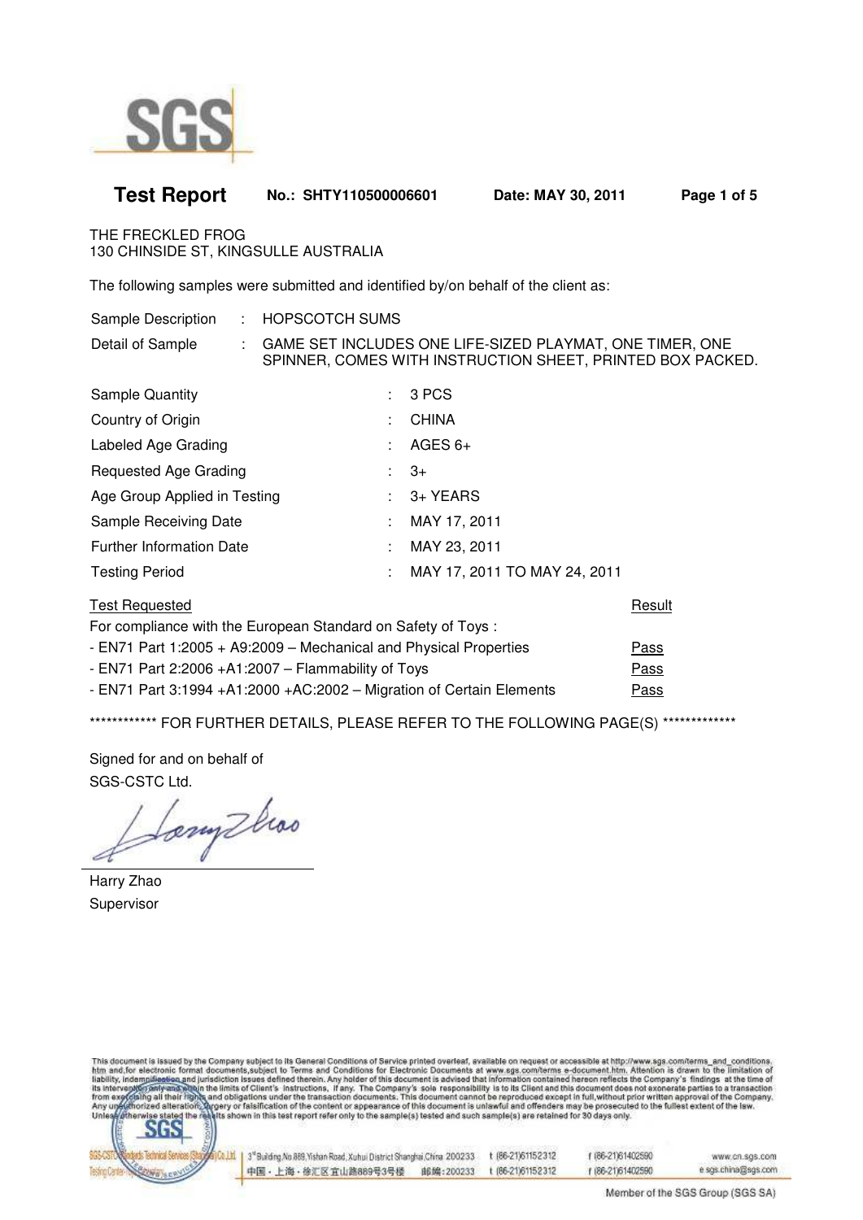SGS

**Test Report** **No.: SHTY110500006601** **Date: MAY 30, 2011**

THE FRECKLED FROG
130 CHINSIDE ST, KINGSULLE AUSTRALIA

The following samples were submitted and identified by/on behalf of the client as:

| | | |
|---|---|---|
| Sample Description | : | HOPSCOTCH SUMS |
| Detail of Sample | : | GAME SET INCLUDES ONE LIFE-SIZED PLAYMAT, ONE TIMER, ONE SPINNER, COMES WITH INSTRUCTION SHEET, PRINTED BOX PACKED. |

| | | |
|---|---|---|
| Sample Quantity | : | 3 PCS |
| Country of Origin | : | CHINA |
| Labeled Age Grading | : | AGES 6+ |
| Requested Age Grading | : | 3+ |
| Age Group Applied in Testing | : | 3+ YEARS |
| Sample Receiving Date | : | MAY 17, 2011 |
| Further Information Date | : | MAY 23, 2011 |
| Testing Period | : | MAY 17, 2011 TO MAY 24, 2011 |

| Test Requested | Result |
|---|---|
| For compliance with the European Standard on Safety of Toys : | |
| - EN71 Part 1:2005 + A9:2009 – Mechanical and Physical Properties | Pass |
| - EN71 Part 2:2006 +A1:2007 – Flammability of Toys | Pass |
| - EN71 Part 3:1994 +A1:2000 +AC:2002 – Migration of Certain Elements | Pass |

************ FOR FURTHER DETAILS, PLEASE REFER TO THE FOLLOWING PAGE(S) *************

Signed for and on behalf of
SGS-CSTC Ltd.

Harry Zhao
Supervisor

This document is issued by the Company subject to its General Conditions of Service printed overleaf, available on request or accessible at http://www.sgs.com/terms_and_conditions.htm and, for electronic format documents, subject to Terms and Conditions for Electronic Documents at www.sgs.com/terms_e-document.htm. Attention is drawn to the limitation of liability, indemnification and jurisdiction issues defined therein. Any holder of this document is advised that information contained hereon reflects the Company's findings at the time of its intervention only and within the limits of Client's instructions, if any. The Company's sole responsibility is to its Client and this document does not exonerate parties to a transaction from exercising all their rights and obligations under the transaction documents. This document cannot be reproduced except in full, without prior written approval of the Company. Any unauthorized alteration, forgery or falsification of the content or appearance of this document is unlawful and offenders may be prosecuted to the fullest extent of the law. Unless otherwise stated the results shown in this test report refer only to the sample(s) tested and such sample(s) are retained for 30 days only.

3rd Building, No.889, Yishan Road, Xuhui District Shanghai, China 200233 t (86-21)61152312 f (86-21)61402590 www.cn.sgs.com
中国・上海・徐汇区宜山路889号3号楼 邮编:200233 t (86-21)61152312 f (86-21)61402590 e sgs.china@sgs.com

Member of the SGS Group (SGS SA)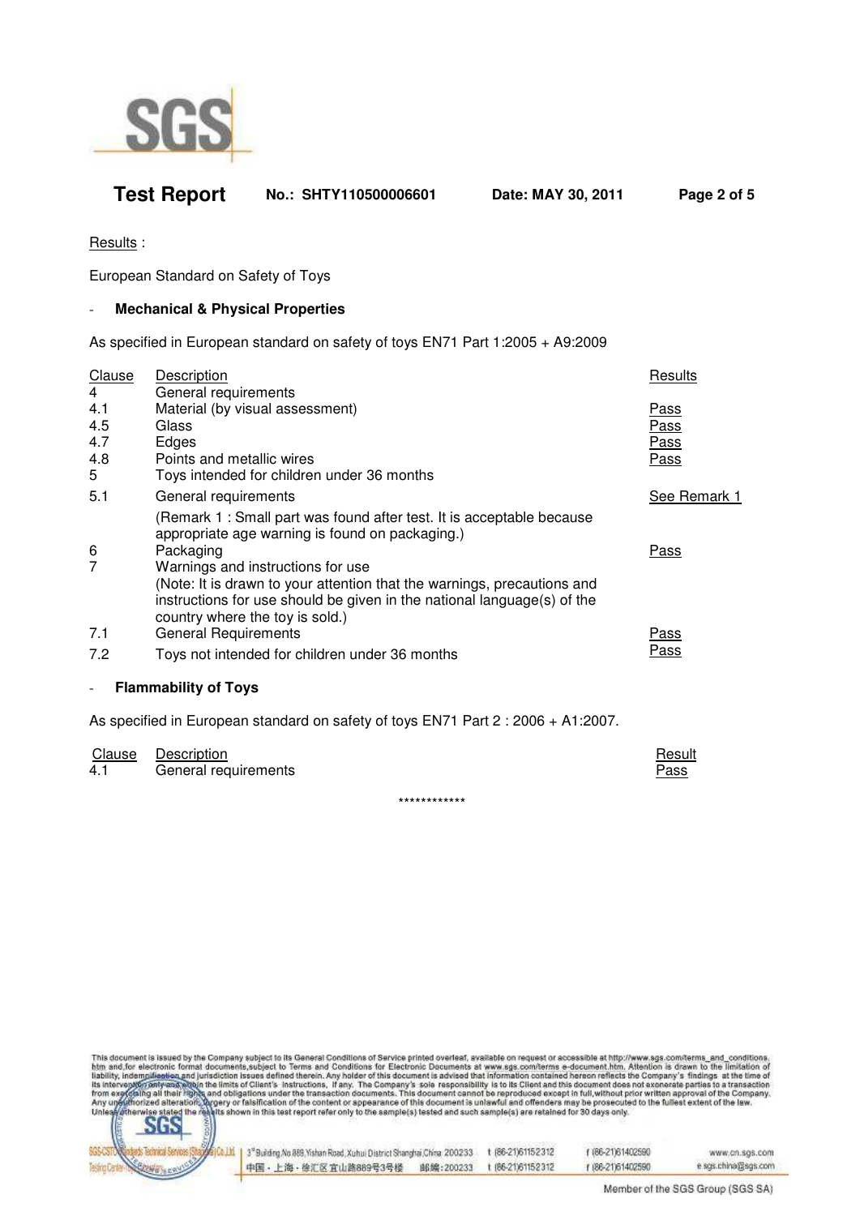Results :

European Standard on Safety of Toys

- **Mechanical & Physical Properties**

As specified in European standard on safety of toys EN71 Part 1:2005 + A9:2009

| Clause | Description | Results |
|---|---|---|
| 4 | General requirements | |
| 4.1 | Material (by visual assessment) | Pass |
| 4.5 | Glass | Pass |
| 4.7 | Edges | Pass |
| 4.8 | Points and metallic wires | Pass |
| 5 | Toys intended for children under 36 months | |
| 5.1 | General requirements | See Remark 1 |
| | (Remark 1 : Small part was found after test. It is acceptable because appropriate age warning is found on packaging.) | |
| 6 | Packaging | Pass |
| 7 | Warnings and instructions for use<br>(Note: It is drawn to your attention that the warnings, precautions and instructions for use should be given in the national language(s) of the country where the toy is sold.) | |
| 7.1 | General Requirements | Pass |
| 7.2 | Toys not intended for children under 36 months | Pass |

- **Flammability of Toys**

As specified in European standard on safety of toys EN71 Part 2 : 2006 + A1:2007.

| Clause | Description | Result |
|---|---|---|
| 4.1 | General requirements | Pass |

************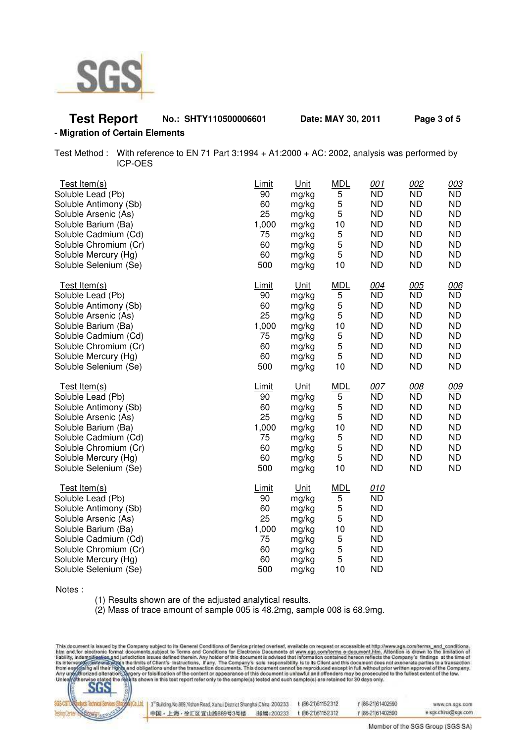# Test Report

**No.: SHTY110500006601** **Date: MAY 30, 2011**

**- Migration of Certain Elements**

Test Method : With reference to EN 71 Part 3:1994 + A1:2000 + AC: 2002, analysis was performed by ICP-OES

| Test Item(s) | Limit | Unit | MDL | 001 | 002 | 003 |
|---|---|---|---|---|---|---|
| Soluble Lead (Pb) | 90 | mg/kg | 5 | ND | ND | ND |
| Soluble Antimony (Sb) | 60 | mg/kg | 5 | ND | ND | ND |
| Soluble Arsenic (As) | 25 | mg/kg | 5 | ND | ND | ND |
| Soluble Barium (Ba) | 1,000 | mg/kg | 10 | ND | ND | ND |
| Soluble Cadmium (Cd) | 75 | mg/kg | 5 | ND | ND | ND |
| Soluble Chromium (Cr) | 60 | mg/kg | 5 | ND | ND | ND |
| Soluble Mercury (Hg) | 60 | mg/kg | 5 | ND | ND | ND |
| Soluble Selenium (Se) | 500 | mg/kg | 10 | ND | ND | ND |

| Test Item(s) | Limit | Unit | MDL | 004 | 005 | 006 |
|---|---|---|---|---|---|---|
| Soluble Lead (Pb) | 90 | mg/kg | 5 | ND | ND | ND |
| Soluble Antimony (Sb) | 60 | mg/kg | 5 | ND | ND | ND |
| Soluble Arsenic (As) | 25 | mg/kg | 5 | ND | ND | ND |
| Soluble Barium (Ba) | 1,000 | mg/kg | 10 | ND | ND | ND |
| Soluble Cadmium (Cd) | 75 | mg/kg | 5 | ND | ND | ND |
| Soluble Chromium (Cr) | 60 | mg/kg | 5 | ND | ND | ND |
| Soluble Mercury (Hg) | 60 | mg/kg | 5 | ND | ND | ND |
| Soluble Selenium (Se) | 500 | mg/kg | 10 | ND | ND | ND |

| Test Item(s) | Limit | Unit | MDL | 007 | 008 | 009 |
|---|---|---|---|---|---|---|
| Soluble Lead (Pb) | 90 | mg/kg | 5 | ND | ND | ND |
| Soluble Antimony (Sb) | 60 | mg/kg | 5 | ND | ND | ND |
| Soluble Arsenic (As) | 25 | mg/kg | 5 | ND | ND | ND |
| Soluble Barium (Ba) | 1,000 | mg/kg | 10 | ND | ND | ND |
| Soluble Cadmium (Cd) | 75 | mg/kg | 5 | ND | ND | ND |
| Soluble Chromium (Cr) | 60 | mg/kg | 5 | ND | ND | ND |
| Soluble Mercury (Hg) | 60 | mg/kg | 5 | ND | ND | ND |
| Soluble Selenium (Se) | 500 | mg/kg | 10 | ND | ND | ND |

| Test Item(s) | Limit | Unit | MDL | 010 |
|---|---|---|---|---|
| Soluble Lead (Pb) | 90 | mg/kg | 5 | ND |
| Soluble Antimony (Sb) | 60 | mg/kg | 5 | ND |
| Soluble Arsenic (As) | 25 | mg/kg | 5 | ND |
| Soluble Barium (Ba) | 1,000 | mg/kg | 10 | ND |
| Soluble Cadmium (Cd) | 75 | mg/kg | 5 | ND |
| Soluble Chromium (Cr) | 60 | mg/kg | 5 | ND |
| Soluble Mercury (Hg) | 60 | mg/kg | 5 | ND |
| Soluble Selenium (Se) | 500 | mg/kg | 10 | ND |

Notes :

(1) Results shown are of the adjusted analytical results.
(2) Mass of trace amount of sample 005 is 48.2mg, sample 008 is 68.9mg.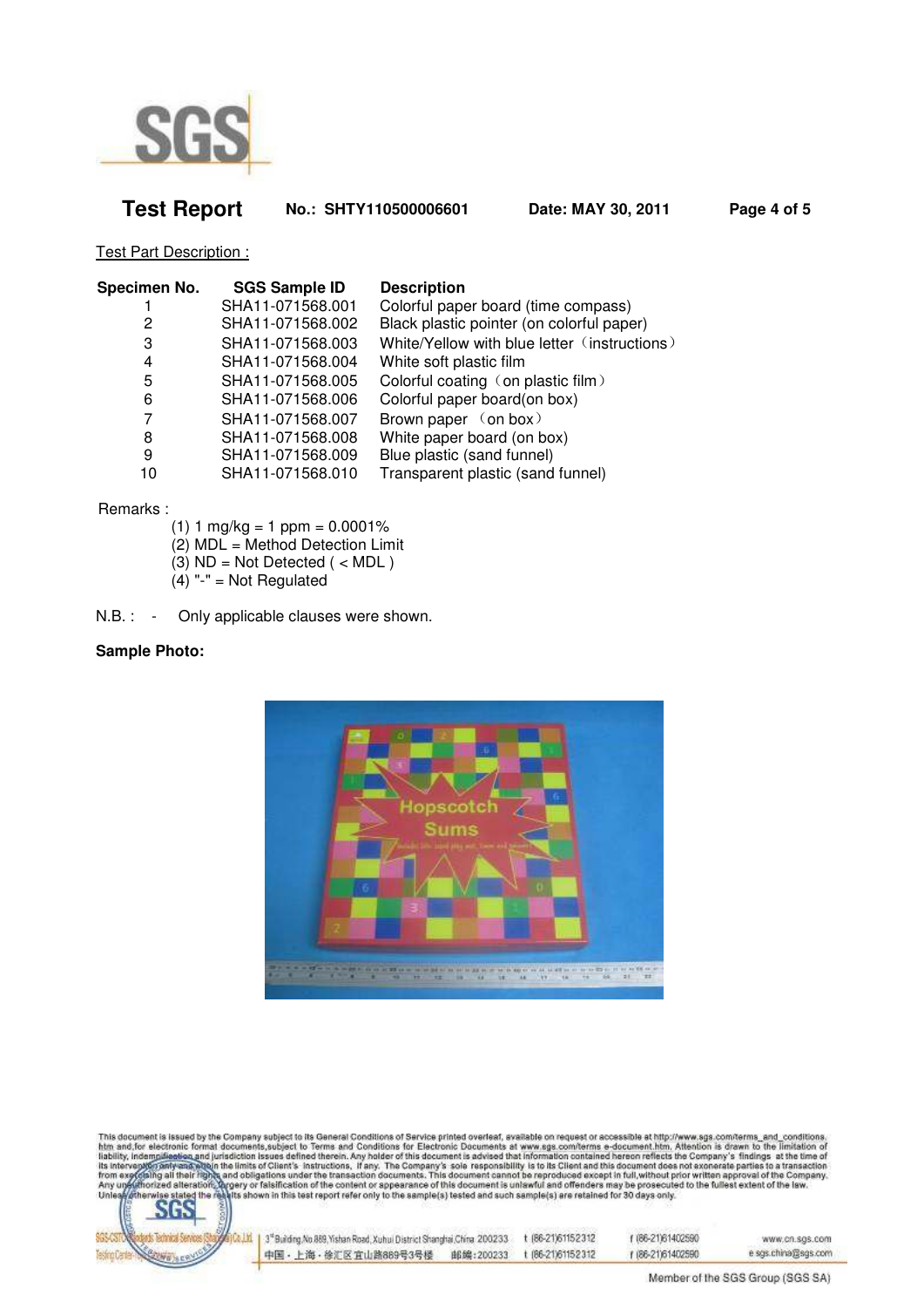Test Part Description :

| Specimen No. | SGS Sample ID | Description |
|---|---|---|
| 1 | SHA11-071568.001 | Colorful paper board (time compass) |
| 2 | SHA11-071568.002 | Black plastic pointer (on colorful paper) |
| 3 | SHA11-071568.003 | White/Yellow with blue letter（instructions） |
| 4 | SHA11-071568.004 | White soft plastic film |
| 5 | SHA11-071568.005 | Colorful coating（on plastic film） |
| 6 | SHA11-071568.006 | Colorful paper board(on box) |
| 7 | SHA11-071568.007 | Brown paper （on box） |
| 8 | SHA11-071568.008 | White paper board (on box) |
| 9 | SHA11-071568.009 | Blue plastic (sand funnel) |
| 10 | SHA11-071568.010 | Transparent plastic (sand funnel) |

Remarks :

(1) 1 mg/kg = 1 ppm = 0.0001%
(2) MDL = Method Detection Limit
(3) ND = Not Detected ( < MDL )
(4) "-" = Not Regulated

N.B. : - Only applicable clauses were shown.

**Sample Photo:**

This document is issued by the Company subject to its General Conditions of Service printed overleaf, available on request or accessible at http://www.sgs.com/terms_and_conditions.htm and, for electronic format documents, subject to Terms and Conditions for Electronic Documents at www.sgs.com/terms_e-document.htm. Attention is drawn to the limitation of liability, indemnification and jurisdiction issues defined therein. Any holder of this document is advised that information contained hereon reflects the Company's findings at the time of its intervention only and within the limits of Client's instructions, if any. The Company's sole responsibility is to its Client and this document does not exonerate parties to a transaction from exercising all their rights and obligations under the transaction documents. This document cannot be reproduced except in full, without prior written approval of the Company. Any unauthorized alteration, forgery or falsification of the content or appearance of this document is unlawful and offenders may be prosecuted to the fullest extent of the law. Unless otherwise stated the results shown in this test report refer only to the sample(s) tested and such sample(s) are retained for 30 days only.

3rd Building, No.889, Yishan Road, Xuhui District Shanghai, China 200233 t (86-21)61152312 f (86-21)61402590 www.cn.sgs.com
中国・上海・徐汇区宜山路889号3号楼 邮编:200233 t (86-21)61152312 f (86-21)61402590 e sgs.china@sgs.com

Member of the SGS Group (SGS SA)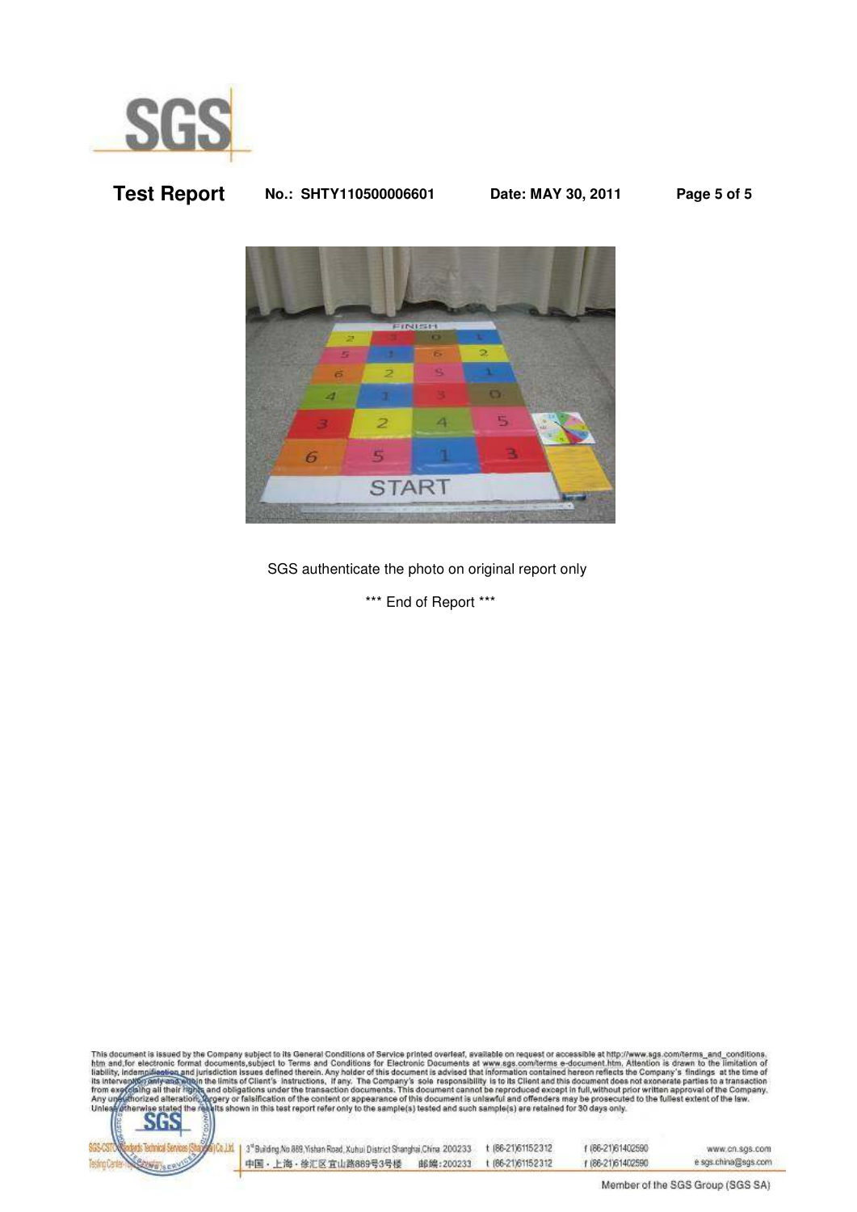SGS authenticate the photo on original report only

*** End of Report ***

This document is issued by the Company subject to its General Conditions of Service printed overleaf, available on request or accessible at http://www.sgs.com/terms_and_conditions.htm and, for electronic format documents, subject to Terms and Conditions for Electronic Documents at www.sgs.com/terms_e-document.htm. Attention is drawn to the limitation of liability, indemnification and jurisdiction issues defined therein. Any holder of this document is advised that information contained hereon reflects the Company's findings at the time of its intervention only and within the limits of Client's instructions, if any. The Company's sole responsibility is to its Client and this document does not exonerate parties to a transaction from exercising all their rights and obligations under the transaction documents. This document cannot be reproduced except in full, without prior written approval of the Company. Any unauthorized alteration, forgery or falsification of the content or appearance of this document is unlawful and offenders may be prosecuted to the fullest extent of the law. Unless otherwise stated the results shown in this test report refer only to the sample(s) tested and such sample(s) are retained for 30 days only.

3rd Building, No.889, Yishan Road, Xuhui District Shanghai, China 200233 t (86-21)61152312 f (86-21)61402590 www.cn.sgs.com

中国・上海・徐汇区宜山路889号3号楼 邮编:200233 t (86-21)61152312 f (86-21)61402590 e sgs.china@sgs.com

Member of the SGS Group (SGS SA)